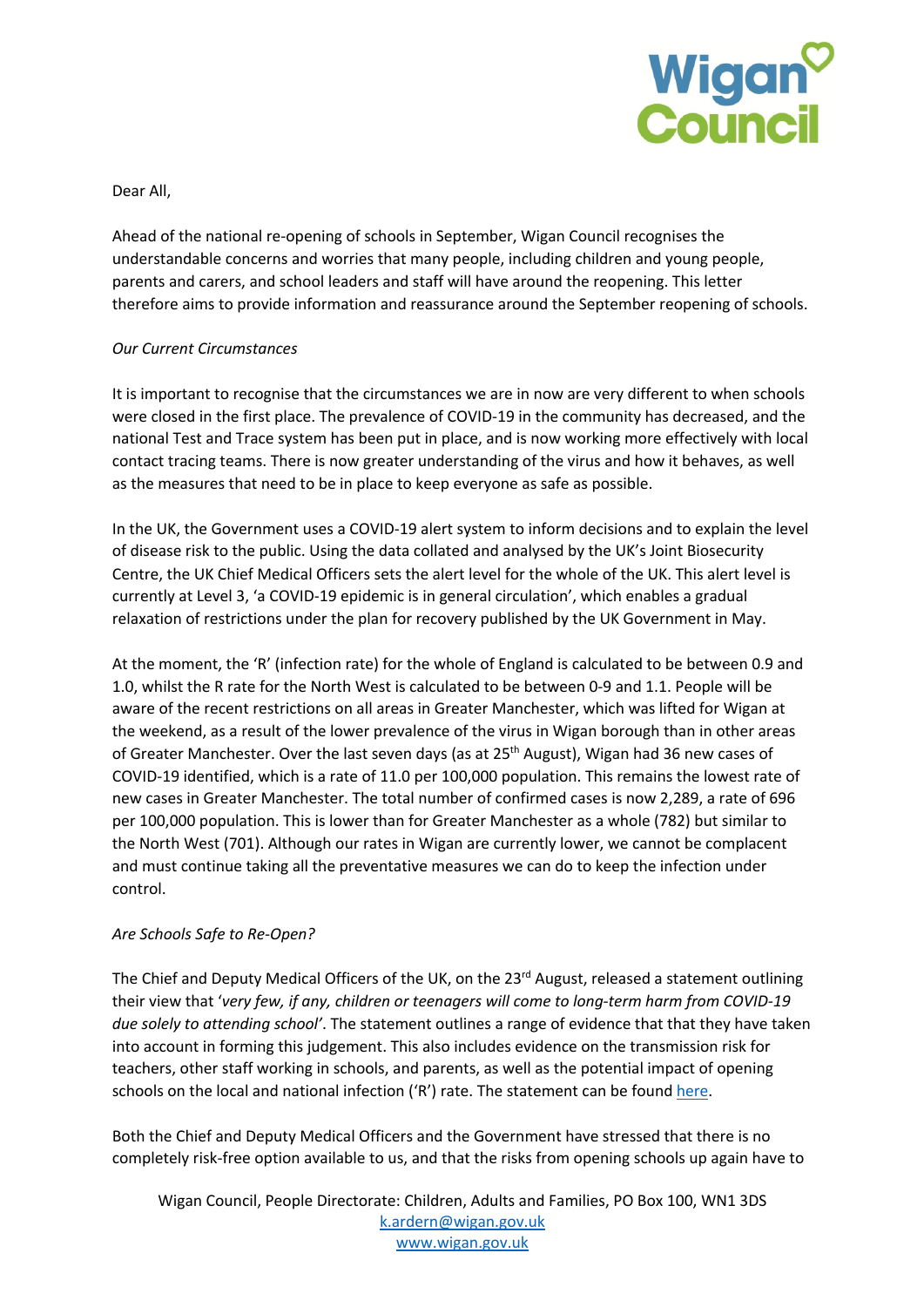Dear All,

Ahead of the national re-opening of schools in September, Wigan Council recognises the understandable concerns and worries that many people, including children and young people, parents and carers, and school leaders and staff will have around the reopening. This letter therefore aims to provide information and reassurance around the September reopening of schools.

*Our Current Circumstances*

It is important to recognise that the circumstances we are in now are very different to when schools were closed in the first place. The prevalence of COVID-19 in the community has decreased, and the national Test and Trace system has been put in place, and is now working more effectively with local contact tracing teams. There is now greater understanding of the virus and how it behaves, as well as the measures that need to be in place to keep everyone as safe as possible.

In the UK, the Government uses a COVID-19 alert system to inform decisions and to explain the level of disease risk to the public. Using the data collated and analysed by the UK's Joint Biosecurity Centre, the UK Chief Medical Officers sets the alert level for the whole of the UK. This alert level is currently at Level 3, 'a COVID-19 epidemic is in general circulation', which enables a gradual relaxation of restrictions under the plan for recovery published by the UK Government in May.

At the moment, the 'R' (infection rate) for the whole of England is calculated to be between 0.9 and 1.0, whilst the R rate for the North West is calculated to be between 0-9 and 1.1. People will be aware of the recent restrictions on all areas in Greater Manchester, which was lifted for Wigan at the weekend, as a result of the lower prevalence of the virus in Wigan borough than in other areas of Greater Manchester. Over the last seven days (as at 25th August), Wigan had 36 new cases of COVID-19 identified, which is a rate of 11.0 per 100,000 population. This remains the lowest rate of new cases in Greater Manchester. The total number of confirmed cases is now 2,289, a rate of 696 per 100,000 population. This is lower than for Greater Manchester as a whole (782) but similar to the North West (701). Although our rates in Wigan are currently lower, we cannot be complacent and must continue taking all the preventative measures we can do to keep the infection under control.

*Are Schools Safe to Re-Open?*

The Chief and Deputy Medical Officers of the UK, on the 23rd August, released a statement outlining their view that '*very few, if any, children or teenagers will come to long-term harm from COVID-19 due solely to attending school*'. The statement outlines a range of evidence that that they have taken into account in forming this judgement. This also includes evidence on the transmission risk for teachers, other staff working in schools, and parents, as well as the potential impact of opening schools on the local and national infection ('R') rate. The statement can be found here.

Both the Chief and Deputy Medical Officers and the Government have stressed that there is no completely risk-free option available to us, and that the risks from opening schools up again have to

Wigan Council, People Directorate: Children, Adults and Families, PO Box 100, WN1 3DS
k.ardern@wigan.gov.uk
www.wigan.gov.uk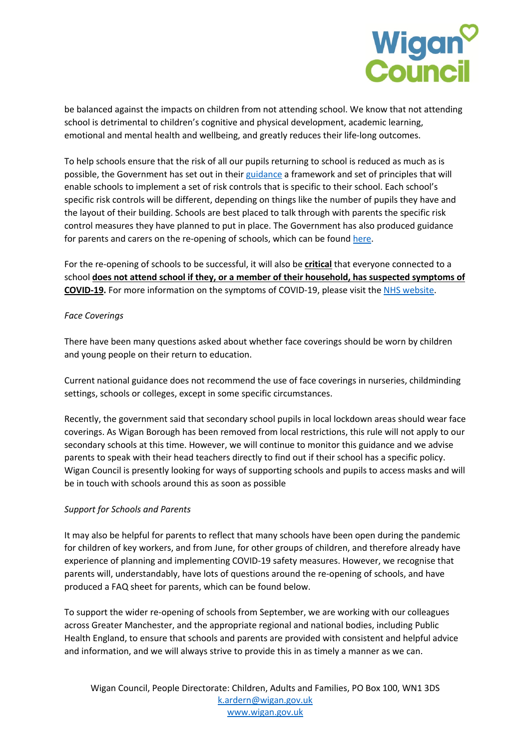be balanced against the impacts on children from not attending school. We know that not attending school is detrimental to children's cognitive and physical development, academic learning, emotional and mental health and wellbeing, and greatly reduces their life-long outcomes.

To help schools ensure that the risk of all our pupils returning to school is reduced as much as is possible, the Government has set out in their guidance a framework and set of principles that will enable schools to implement a set of risk controls that is specific to their school. Each school's specific risk controls will be different, depending on things like the number of pupils they have and the layout of their building. Schools are best placed to talk through with parents the specific risk control measures they have planned to put in place. The Government has also produced guidance for parents and carers on the re-opening of schools, which can be found here.

For the re-opening of schools to be successful, it will also be **critical** that everyone connected to a school **does not attend school if they, or a member of their household, has suspected symptoms of COVID-19.** For more information on the symptoms of COVID-19, please visit the NHS website.

*Face Coverings*

There have been many questions asked about whether face coverings should be worn by children and young people on their return to education.

Current national guidance does not recommend the use of face coverings in nurseries, childminding settings, schools or colleges, except in some specific circumstances.

Recently, the government said that secondary school pupils in local lockdown areas should wear face coverings. As Wigan Borough has been removed from local restrictions, this rule will not apply to our secondary schools at this time. However, we will continue to monitor this guidance and we advise parents to speak with their head teachers directly to find out if their school has a specific policy. Wigan Council is presently looking for ways of supporting schools and pupils to access masks and will be in touch with schools around this as soon as possible

*Support for Schools and Parents*

It may also be helpful for parents to reflect that many schools have been open during the pandemic for children of key workers, and from June, for other groups of children, and therefore already have experience of planning and implementing COVID-19 safety measures. However, we recognise that parents will, understandably, have lots of questions around the re-opening of schools, and have produced a FAQ sheet for parents, which can be found below.

To support the wider re-opening of schools from September, we are working with our colleagues across Greater Manchester, and the appropriate regional and national bodies, including Public Health England, to ensure that schools and parents are provided with consistent and helpful advice and information, and we will always strive to provide this in as timely a manner as we can.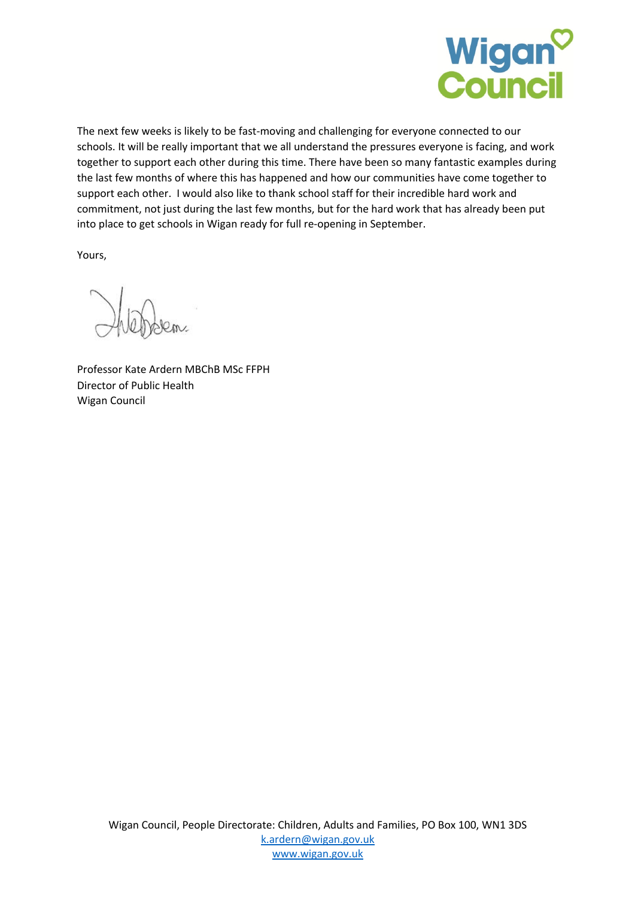The next few weeks is likely to be fast-moving and challenging for everyone connected to our schools. It will be really important that we all understand the pressures everyone is facing, and work together to support each other during this time. There have been so many fantastic examples during the last few months of where this has happened and how our communities have come together to support each other. I would also like to thank school staff for their incredible hard work and commitment, not just during the last few months, but for the hard work that has already been put into place to get schools in Wigan ready for full re-opening in September.

Yours,

Professor Kate Ardern MBChB MSc FFPH
Director of Public Health
Wigan Council

Wigan Council, People Directorate: Children, Adults and Families, PO Box 100, WN1 3DS
k.ardern@wigan.gov.uk
www.wigan.gov.uk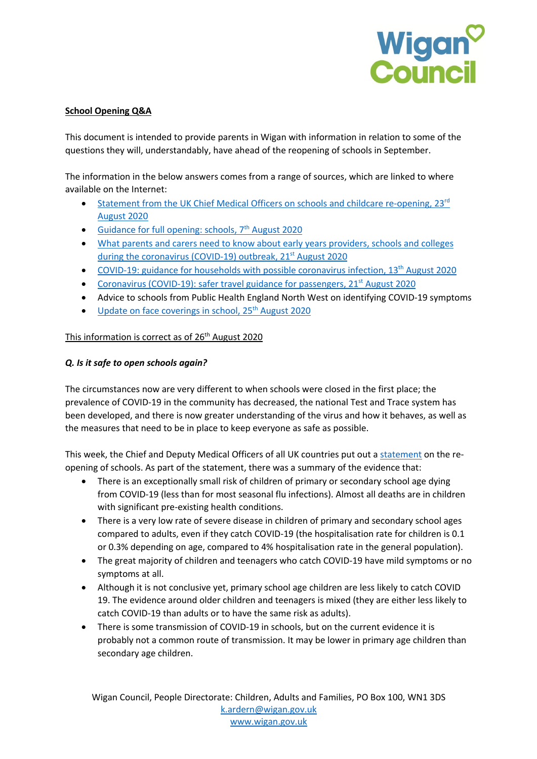**School Opening Q&A**

This document is intended to provide parents in Wigan with information in relation to some of the questions they will, understandably, have ahead of the reopening of schools in September.

The information in the below answers comes from a range of sources, which are linked to where available on the Internet:

- Statement from the UK Chief Medical Officers on schools and childcare re-opening, 23rd August 2020
- Guidance for full opening: schools, 7th August 2020
- What parents and carers need to know about early years providers, schools and colleges during the coronavirus (COVID-19) outbreak, 21st August 2020
- COVID-19: guidance for households with possible coronavirus infection, 13th August 2020
- Coronavirus (COVID-19): safer travel guidance for passengers, 21st August 2020
- Advice to schools from Public Health England North West on identifying COVID-19 symptoms
- Update on face coverings in school, 25th August 2020

This information is correct as of 26th August 2020

***Q. Is it safe to open schools again?***

The circumstances now are very different to when schools were closed in the first place; the prevalence of COVID-19 in the community has decreased, the national Test and Trace system has been developed, and there is now greater understanding of the virus and how it behaves, as well as the measures that need to be in place to keep everyone as safe as possible.

This week, the Chief and Deputy Medical Officers of all UK countries put out a statement on the re-opening of schools. As part of the statement, there was a summary of the evidence that:

- There is an exceptionally small risk of children of primary or secondary school age dying from COVID-19 (less than for most seasonal flu infections). Almost all deaths are in children with significant pre-existing health conditions.
- There is a very low rate of severe disease in children of primary and secondary school ages compared to adults, even if they catch COVID-19 (the hospitalisation rate for children is 0.1 or 0.3% depending on age, compared to 4% hospitalisation rate in the general population).
- The great majority of children and teenagers who catch COVID-19 have mild symptoms or no symptoms at all.
- Although it is not conclusive yet, primary school age children are less likely to catch COVID 19. The evidence around older children and teenagers is mixed (they are either less likely to catch COVID-19 than adults or to have the same risk as adults).
- There is some transmission of COVID-19 in schools, but on the current evidence it is probably not a common route of transmission. It may be lower in primary age children than secondary age children.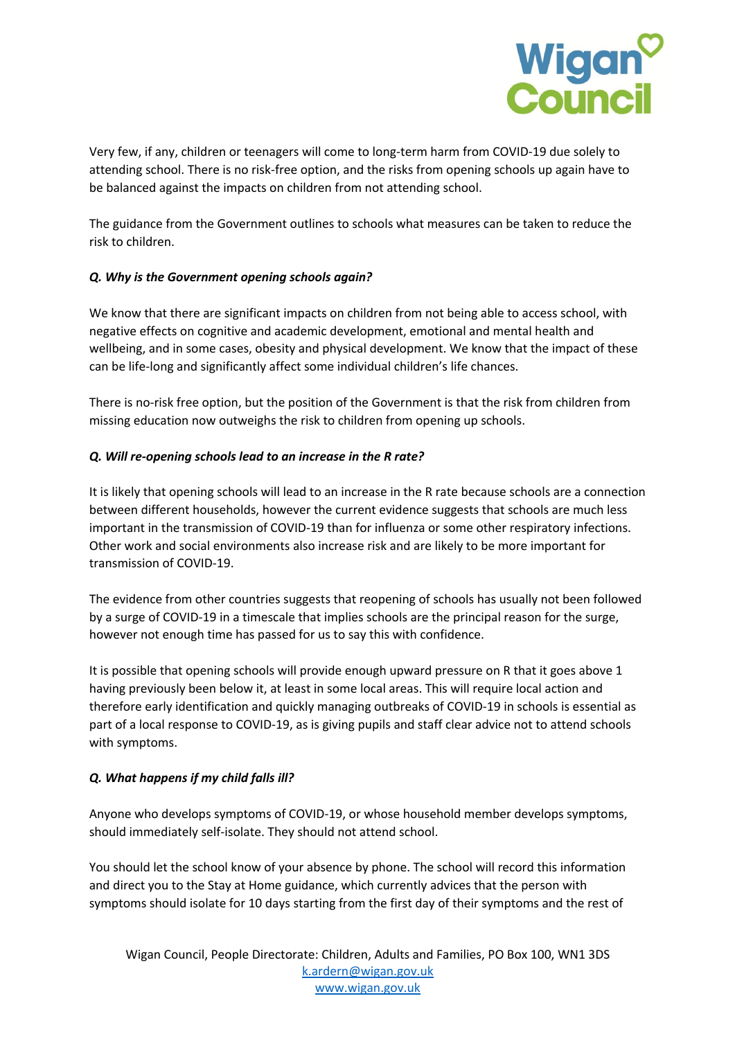Very few, if any, children or teenagers will come to long-term harm from COVID-19 due solely to attending school. There is no risk-free option, and the risks from opening schools up again have to be balanced against the impacts on children from not attending school.

The guidance from the Government outlines to schools what measures can be taken to reduce the risk to children.

***Q. Why is the Government opening schools again?***

We know that there are significant impacts on children from not being able to access school, with negative effects on cognitive and academic development, emotional and mental health and wellbeing, and in some cases, obesity and physical development. We know that the impact of these can be life-long and significantly affect some individual children's life chances.

There is no-risk free option, but the position of the Government is that the risk from children from missing education now outweighs the risk to children from opening up schools.

***Q. Will re-opening schools lead to an increase in the R rate?***

It is likely that opening schools will lead to an increase in the R rate because schools are a connection between different households, however the current evidence suggests that schools are much less important in the transmission of COVID-19 than for influenza or some other respiratory infections. Other work and social environments also increase risk and are likely to be more important for transmission of COVID-19.

The evidence from other countries suggests that reopening of schools has usually not been followed by a surge of COVID-19 in a timescale that implies schools are the principal reason for the surge, however not enough time has passed for us to say this with confidence.

It is possible that opening schools will provide enough upward pressure on R that it goes above 1 having previously been below it, at least in some local areas. This will require local action and therefore early identification and quickly managing outbreaks of COVID-19 in schools is essential as part of a local response to COVID-19, as is giving pupils and staff clear advice not to attend schools with symptoms.

***Q. What happens if my child falls ill?***

Anyone who develops symptoms of COVID-19, or whose household member develops symptoms, should immediately self-isolate. They should not attend school.

You should let the school know of your absence by phone. The school will record this information and direct you to the Stay at Home guidance, which currently advices that the person with symptoms should isolate for 10 days starting from the first day of their symptoms and the rest of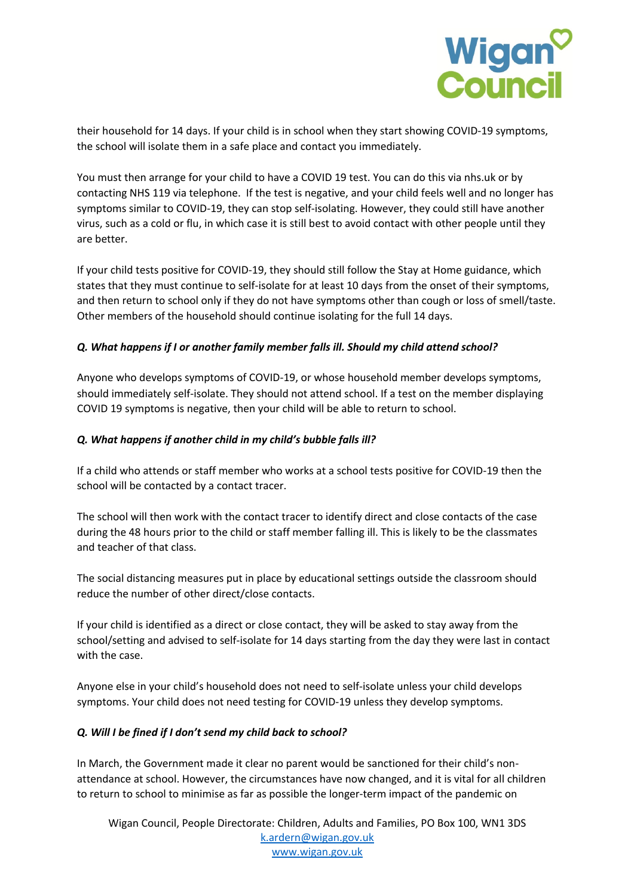their household for 14 days. If your child is in school when they start showing COVID-19 symptoms, the school will isolate them in a safe place and contact you immediately.

You must then arrange for your child to have a COVID 19 test. You can do this via nhs.uk or by contacting NHS 119 via telephone. If the test is negative, and your child feels well and no longer has symptoms similar to COVID-19, they can stop self-isolating. However, they could still have another virus, such as a cold or flu, in which case it is still best to avoid contact with other people until they are better.

If your child tests positive for COVID-19, they should still follow the Stay at Home guidance, which states that they must continue to self-isolate for at least 10 days from the onset of their symptoms, and then return to school only if they do not have symptoms other than cough or loss of smell/taste. Other members of the household should continue isolating for the full 14 days.

***Q. What happens if I or another family member falls ill. Should my child attend school?***

Anyone who develops symptoms of COVID-19, or whose household member develops symptoms, should immediately self-isolate. They should not attend school. If a test on the member displaying COVID 19 symptoms is negative, then your child will be able to return to school.

***Q. What happens if another child in my child's bubble falls ill?***

If a child who attends or staff member who works at a school tests positive for COVID-19 then the school will be contacted by a contact tracer.

The school will then work with the contact tracer to identify direct and close contacts of the case during the 48 hours prior to the child or staff member falling ill. This is likely to be the classmates and teacher of that class.

The social distancing measures put in place by educational settings outside the classroom should reduce the number of other direct/close contacts.

If your child is identified as a direct or close contact, they will be asked to stay away from the school/setting and advised to self-isolate for 14 days starting from the day they were last in contact with the case.

Anyone else in your child's household does not need to self-isolate unless your child develops symptoms. Your child does not need testing for COVID-19 unless they develop symptoms.

***Q. Will I be fined if I don't send my child back to school?***

In March, the Government made it clear no parent would be sanctioned for their child's non-attendance at school. However, the circumstances have now changed, and it is vital for all children to return to school to minimise as far as possible the longer-term impact of the pandemic on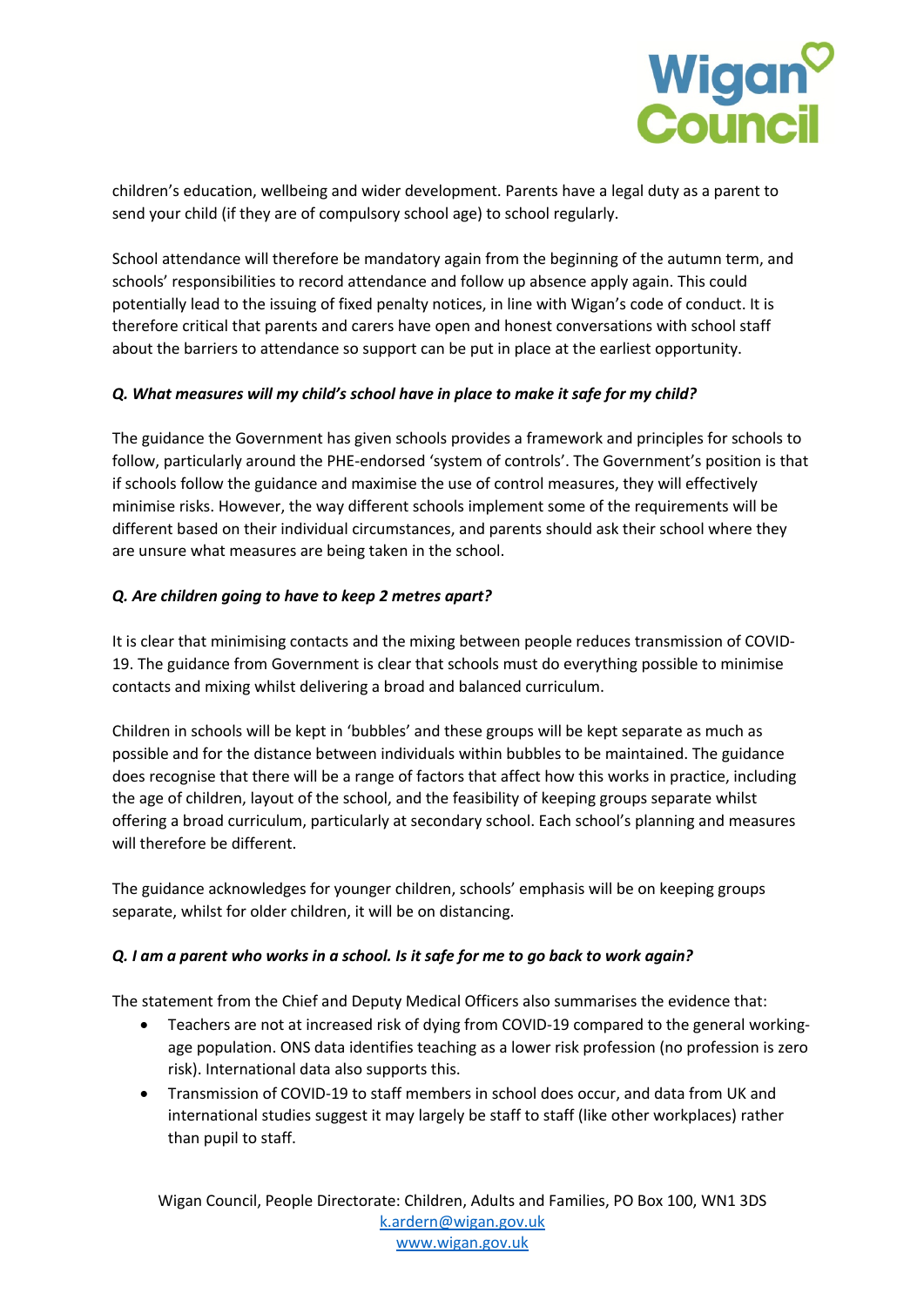children's education, wellbeing and wider development. Parents have a legal duty as a parent to send your child (if they are of compulsory school age) to school regularly.

School attendance will therefore be mandatory again from the beginning of the autumn term, and schools' responsibilities to record attendance and follow up absence apply again. This could potentially lead to the issuing of fixed penalty notices, in line with Wigan's code of conduct. It is therefore critical that parents and carers have open and honest conversations with school staff about the barriers to attendance so support can be put in place at the earliest opportunity.

***Q. What measures will my child's school have in place to make it safe for my child?***

The guidance the Government has given schools provides a framework and principles for schools to follow, particularly around the PHE-endorsed 'system of controls'. The Government's position is that if schools follow the guidance and maximise the use of control measures, they will effectively minimise risks. However, the way different schools implement some of the requirements will be different based on their individual circumstances, and parents should ask their school where they are unsure what measures are being taken in the school.

***Q. Are children going to have to keep 2 metres apart?***

It is clear that minimising contacts and the mixing between people reduces transmission of COVID-19. The guidance from Government is clear that schools must do everything possible to minimise contacts and mixing whilst delivering a broad and balanced curriculum.

Children in schools will be kept in 'bubbles' and these groups will be kept separate as much as possible and for the distance between individuals within bubbles to be maintained. The guidance does recognise that there will be a range of factors that affect how this works in practice, including the age of children, layout of the school, and the feasibility of keeping groups separate whilst offering a broad curriculum, particularly at secondary school. Each school's planning and measures will therefore be different.

The guidance acknowledges for younger children, schools' emphasis will be on keeping groups separate, whilst for older children, it will be on distancing.

***Q. I am a parent who works in a school. Is it safe for me to go back to work again?***

The statement from the Chief and Deputy Medical Officers also summarises the evidence that:

- Teachers are not at increased risk of dying from COVID-19 compared to the general working-age population. ONS data identifies teaching as a lower risk profession (no profession is zero risk). International data also supports this.
- Transmission of COVID-19 to staff members in school does occur, and data from UK and international studies suggest it may largely be staff to staff (like other workplaces) rather than pupil to staff.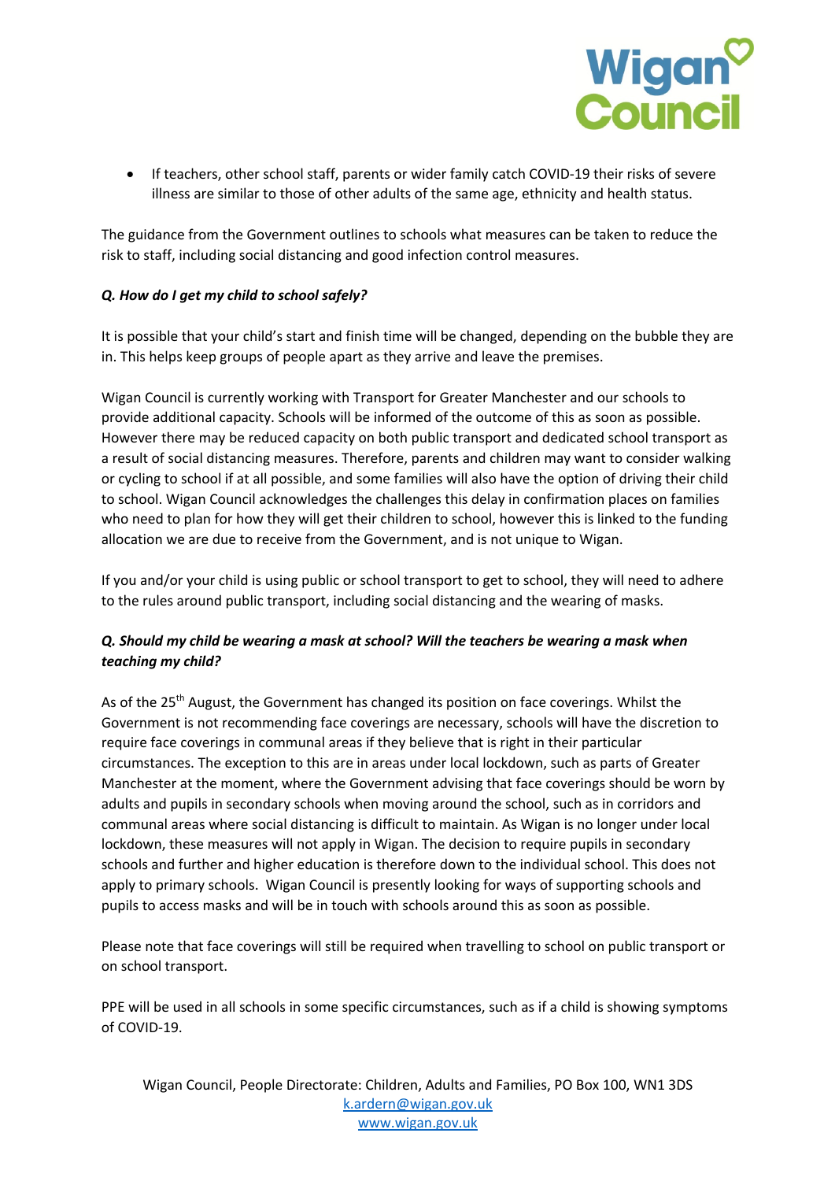- If teachers, other school staff, parents or wider family catch COVID-19 their risks of severe illness are similar to those of other adults of the same age, ethnicity and health status.

The guidance from the Government outlines to schools what measures can be taken to reduce the risk to staff, including social distancing and good infection control measures.

***Q. How do I get my child to school safely?***

It is possible that your child's start and finish time will be changed, depending on the bubble they are in. This helps keep groups of people apart as they arrive and leave the premises.

Wigan Council is currently working with Transport for Greater Manchester and our schools to provide additional capacity. Schools will be informed of the outcome of this as soon as possible. However there may be reduced capacity on both public transport and dedicated school transport as a result of social distancing measures. Therefore, parents and children may want to consider walking or cycling to school if at all possible, and some families will also have the option of driving their child to school. Wigan Council acknowledges the challenges this delay in confirmation places on families who need to plan for how they will get their children to school, however this is linked to the funding allocation we are due to receive from the Government, and is not unique to Wigan.

If you and/or your child is using public or school transport to get to school, they will need to adhere to the rules around public transport, including social distancing and the wearing of masks.

***Q. Should my child be wearing a mask at school? Will the teachers be wearing a mask when teaching my child?***

As of the 25th August, the Government has changed its position on face coverings. Whilst the Government is not recommending face coverings are necessary, schools will have the discretion to require face coverings in communal areas if they believe that is right in their particular circumstances. The exception to this are in areas under local lockdown, such as parts of Greater Manchester at the moment, where the Government advising that face coverings should be worn by adults and pupils in secondary schools when moving around the school, such as in corridors and communal areas where social distancing is difficult to maintain. As Wigan is no longer under local lockdown, these measures will not apply in Wigan. The decision to require pupils in secondary schools and further and higher education is therefore down to the individual school. This does not apply to primary schools. Wigan Council is presently looking for ways of supporting schools and pupils to access masks and will be in touch with schools around this as soon as possible.

Please note that face coverings will still be required when travelling to school on public transport or on school transport.

PPE will be used in all schools in some specific circumstances, such as if a child is showing symptoms of COVID-19.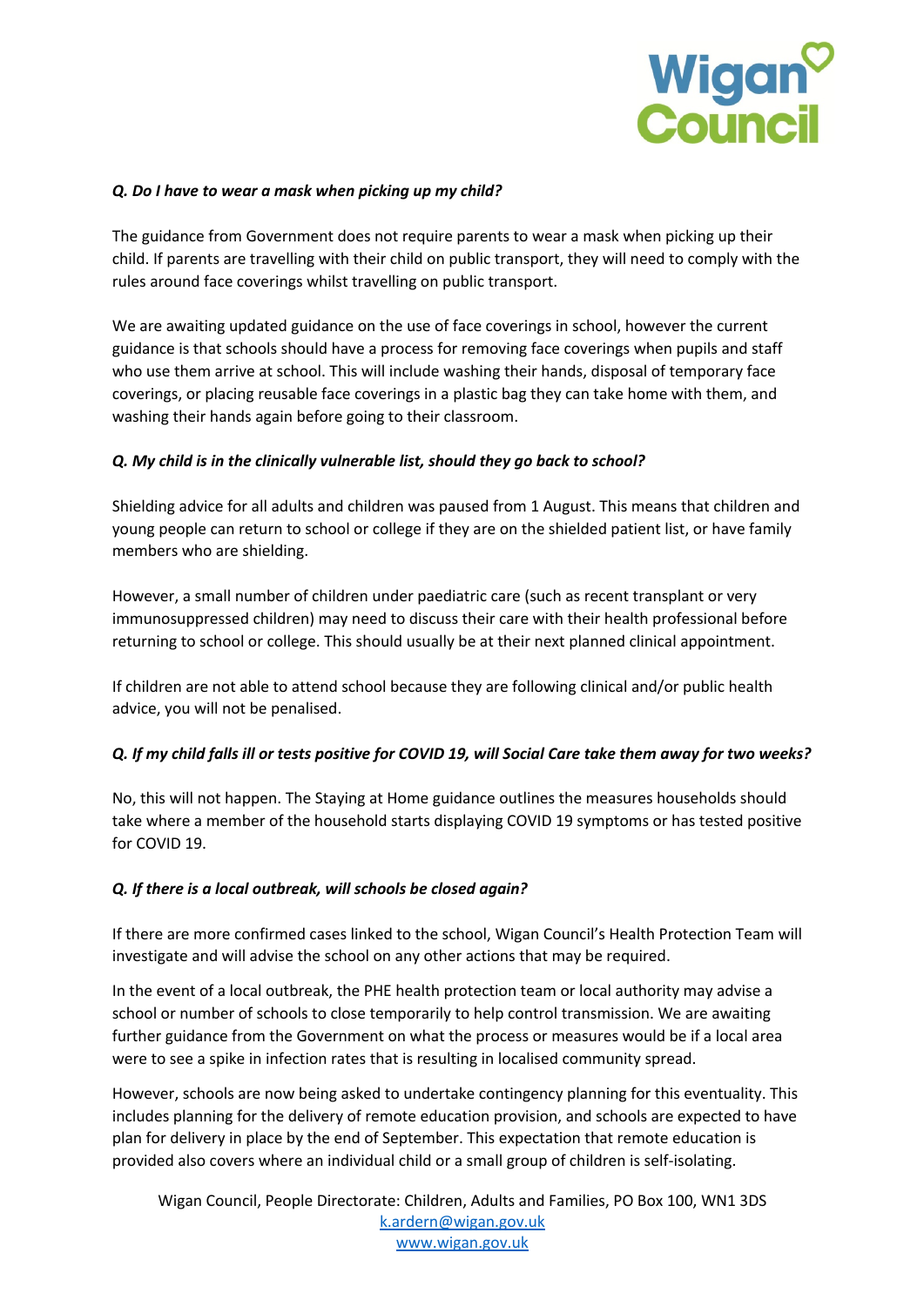***Q. Do I have to wear a mask when picking up my child?***

The guidance from Government does not require parents to wear a mask when picking up their child. If parents are travelling with their child on public transport, they will need to comply with the rules around face coverings whilst travelling on public transport.

We are awaiting updated guidance on the use of face coverings in school, however the current guidance is that schools should have a process for removing face coverings when pupils and staff who use them arrive at school. This will include washing their hands, disposal of temporary face coverings, or placing reusable face coverings in a plastic bag they can take home with them, and washing their hands again before going to their classroom.

***Q. My child is in the clinically vulnerable list, should they go back to school?***

Shielding advice for all adults and children was paused from 1 August. This means that children and young people can return to school or college if they are on the shielded patient list, or have family members who are shielding.

However, a small number of children under paediatric care (such as recent transplant or very immunosuppressed children) may need to discuss their care with their health professional before returning to school or college. This should usually be at their next planned clinical appointment.

If children are not able to attend school because they are following clinical and/or public health advice, you will not be penalised.

***Q. If my child falls ill or tests positive for COVID 19, will Social Care take them away for two weeks?***

No, this will not happen. The Staying at Home guidance outlines the measures households should take where a member of the household starts displaying COVID 19 symptoms or has tested positive for COVID 19.

***Q. If there is a local outbreak, will schools be closed again?***

If there are more confirmed cases linked to the school, Wigan Council's Health Protection Team will investigate and will advise the school on any other actions that may be required.

In the event of a local outbreak, the PHE health protection team or local authority may advise a school or number of schools to close temporarily to help control transmission. We are awaiting further guidance from the Government on what the process or measures would be if a local area were to see a spike in infection rates that is resulting in localised community spread.

However, schools are now being asked to undertake contingency planning for this eventuality. This includes planning for the delivery of remote education provision, and schools are expected to have plan for delivery in place by the end of September. This expectation that remote education is provided also covers where an individual child or a small group of children is self-isolating.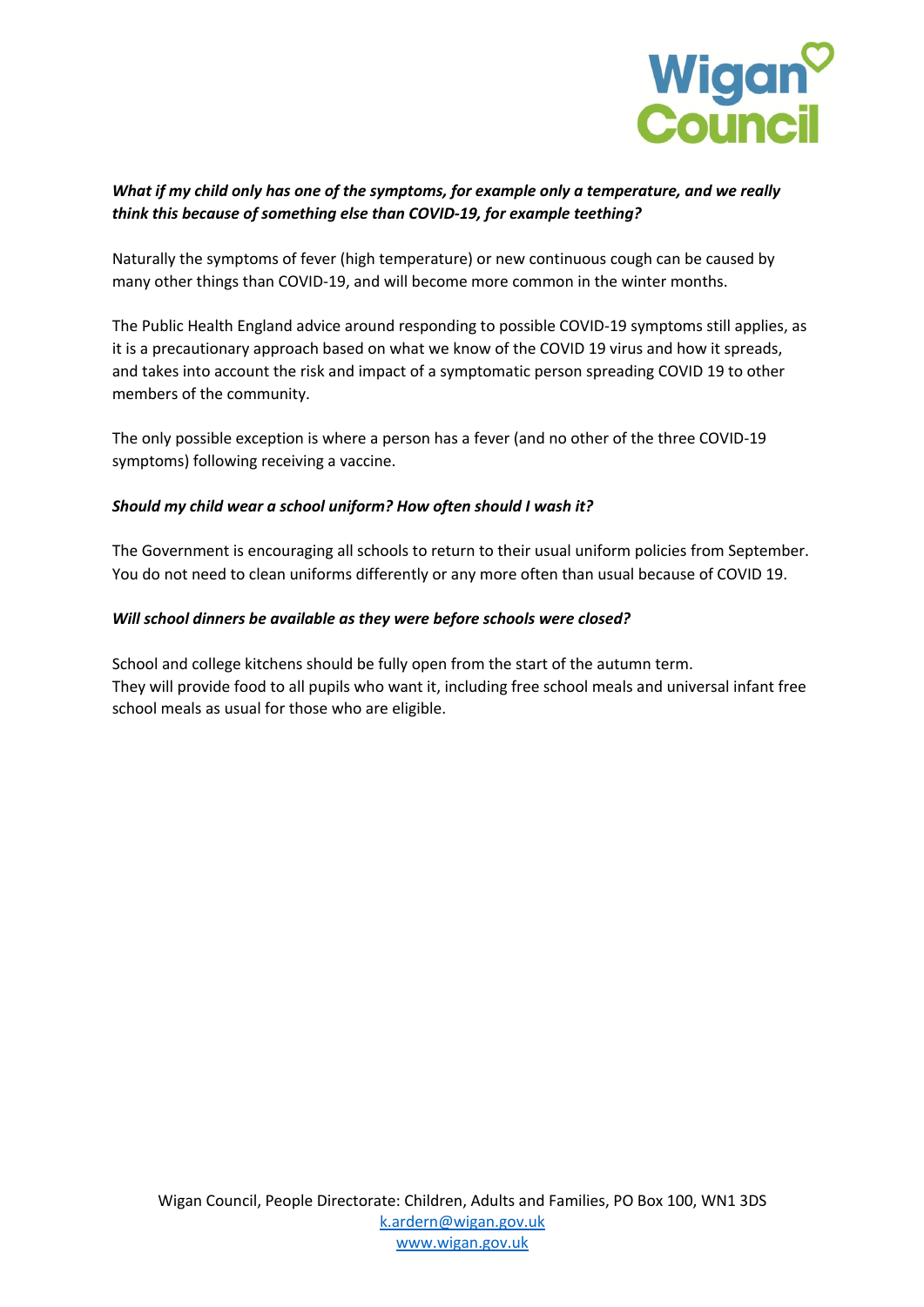***What if my child only has one of the symptoms, for example only a temperature, and we really think this because of something else than COVID-19, for example teething?***

Naturally the symptoms of fever (high temperature) or new continuous cough can be caused by many other things than COVID-19, and will become more common in the winter months.

The Public Health England advice around responding to possible COVID-19 symptoms still applies, as it is a precautionary approach based on what we know of the COVID 19 virus and how it spreads, and takes into account the risk and impact of a symptomatic person spreading COVID 19 to other members of the community.

The only possible exception is where a person has a fever (and no other of the three COVID-19 symptoms) following receiving a vaccine.

***Should my child wear a school uniform? How often should I wash it?***

The Government is encouraging all schools to return to their usual uniform policies from September. You do not need to clean uniforms differently or any more often than usual because of COVID 19.

***Will school dinners be available as they were before schools were closed?***

School and college kitchens should be fully open from the start of the autumn term. They will provide food to all pupils who want it, including free school meals and universal infant free school meals as usual for those who are eligible.

Wigan Council, People Directorate: Children, Adults and Families, PO Box 100, WN1 3DS
k.ardern@wigan.gov.uk
www.wigan.gov.uk